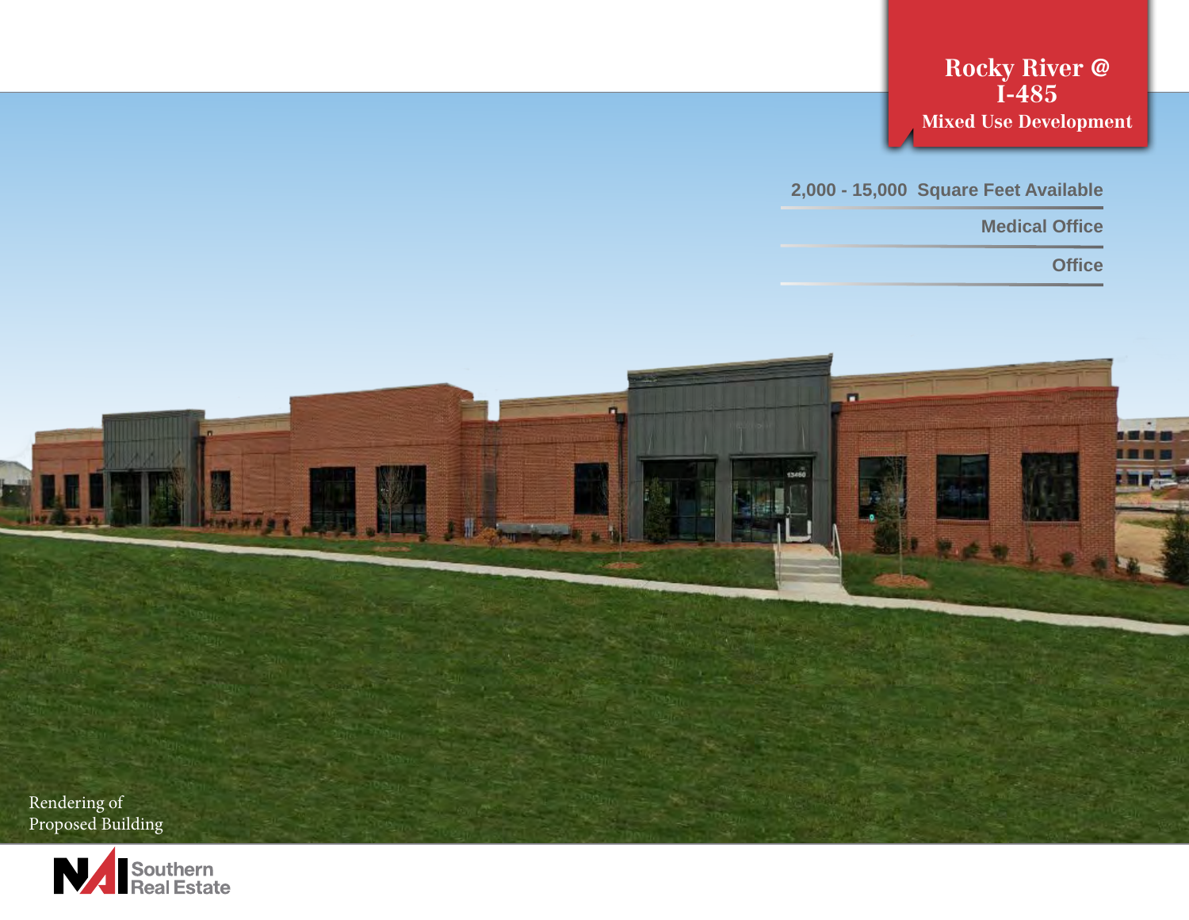# Rocky River @ I-485

## Mixed Use Development

2,000 - 15,000 Square Feet Available

Medical Office

Office

Rendering of
Proposed Building

NAI Southern Real Estate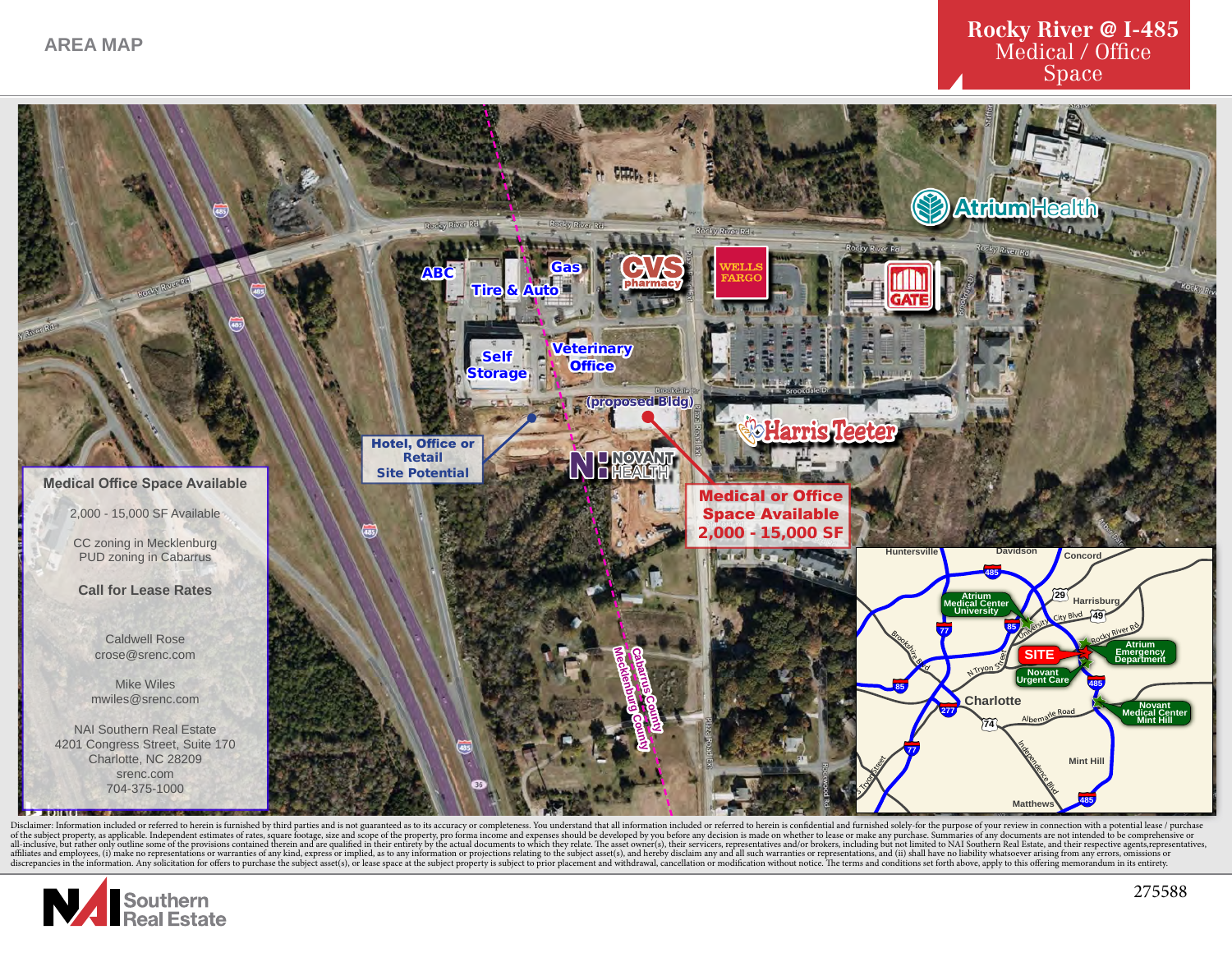# AREA MAP

## Rocky River @ I-485
Medical / Office Space

ABC
Gas
Tire & Auto
CVS pharmacy
WELLS FARGO
GATE
Atrium Health
Self Storage
Veterinary Office
(proposed Bldg)
Harris Teeter
Hotel, Office or Retail Site Potential
NOVANT HEALTH
Medical or Office Space Available 2,000 - 15,000 SF
Cabarrus County
Mecklenburg County

**Medical Office Space Available**

2,000 - 15,000 SF Available

CC zoning in Mecklenburg
PUD zoning in Cabarrus

**Call for Lease Rates**

Caldwell Rose
crose@srenc.com

Mike Wiles
mwiles@srenc.com

NAI Southern Real Estate
4201 Congress Street, Suite 170
Charlotte, NC 28209
srenc.com
704-375-1000

Huntersville
Davidson
Concord
Harrisburg
Atrium Medical Center University
Atrium Emergency Department
SITE
Novant Urgent Care
Charlotte
Novant Medical Center Mint Hill
Mint Hill
Matthews

Disclaimer: Information included or referred to herein is furnished by third parties and is not guaranteed as to its accuracy or completeness. You understand that all information included or referred to herein is confidential and furnished solely for the purpose of your review in connection with a potential lease / purchase of the subject property, as applicable. Independent estimates of rates, square footage, size and scope of the property, pro forma income and expenses should be developed by you before any decision is made on whether to lease or make any purchase. Summaries of any documents are not intended to be comprehensive or all-inclusive, but rather only outline some of the provisions contained therein and are qualified in their entirety by the actual documents to which they relate. The asset owner(s), their servicers, representatives and/or brokers, including but not limited to NAI Southern Real Estate, and their respective agents,representatives, affiliates and employees, (i) make no representations or warranties of any kind, express or implied, as to any information or projections relating to the subject asset(s), and hereby disclaim any and all such warranties or representations, and (ii) shall have no liability whatsoever arising from any errors, omissions or discrepancies in the information. Any solicitation for offers to purchase the subject asset(s), or lease space at the subject property is subject to prior placement and withdrawal, cancellation or modification without notice. The terms and conditions set forth above, apply to this offering memorandum in its entirety.

NAI Southern Real Estate

275588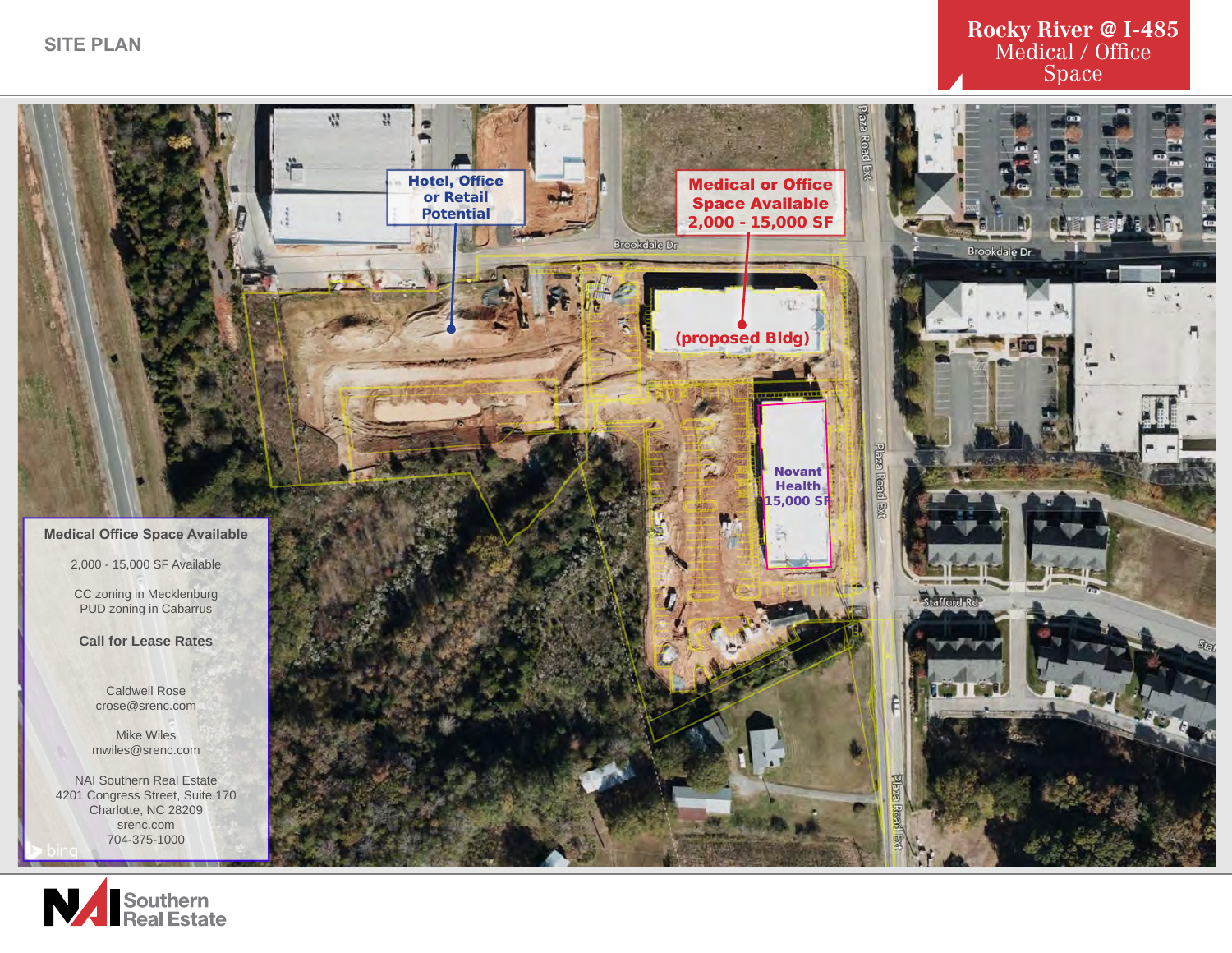SITE PLAN

# Rocky River @ I-485
Medical / Office Space

Hotel, Office or Retail Potential

Medical or Office Space Available 2,000 - 15,000 SF

(proposed Bldg)

Novant Health 15,000 SF

Brookdale Dr

Plaza Road Ext

Stafford Rd

**Medical Office Space Available**

2,000 - 15,000 SF Available

CC zoning in Mecklenburg
PUD zoning in Cabarrus

**Call for Lease Rates**

Caldwell Rose
crose@srenc.com

Mike Wiles
mwiles@srenc.com

NAI Southern Real Estate
4201 Congress Street, Suite 170
Charlotte, NC 28209
srenc.com
704-375-1000

NAI Southern Real Estate